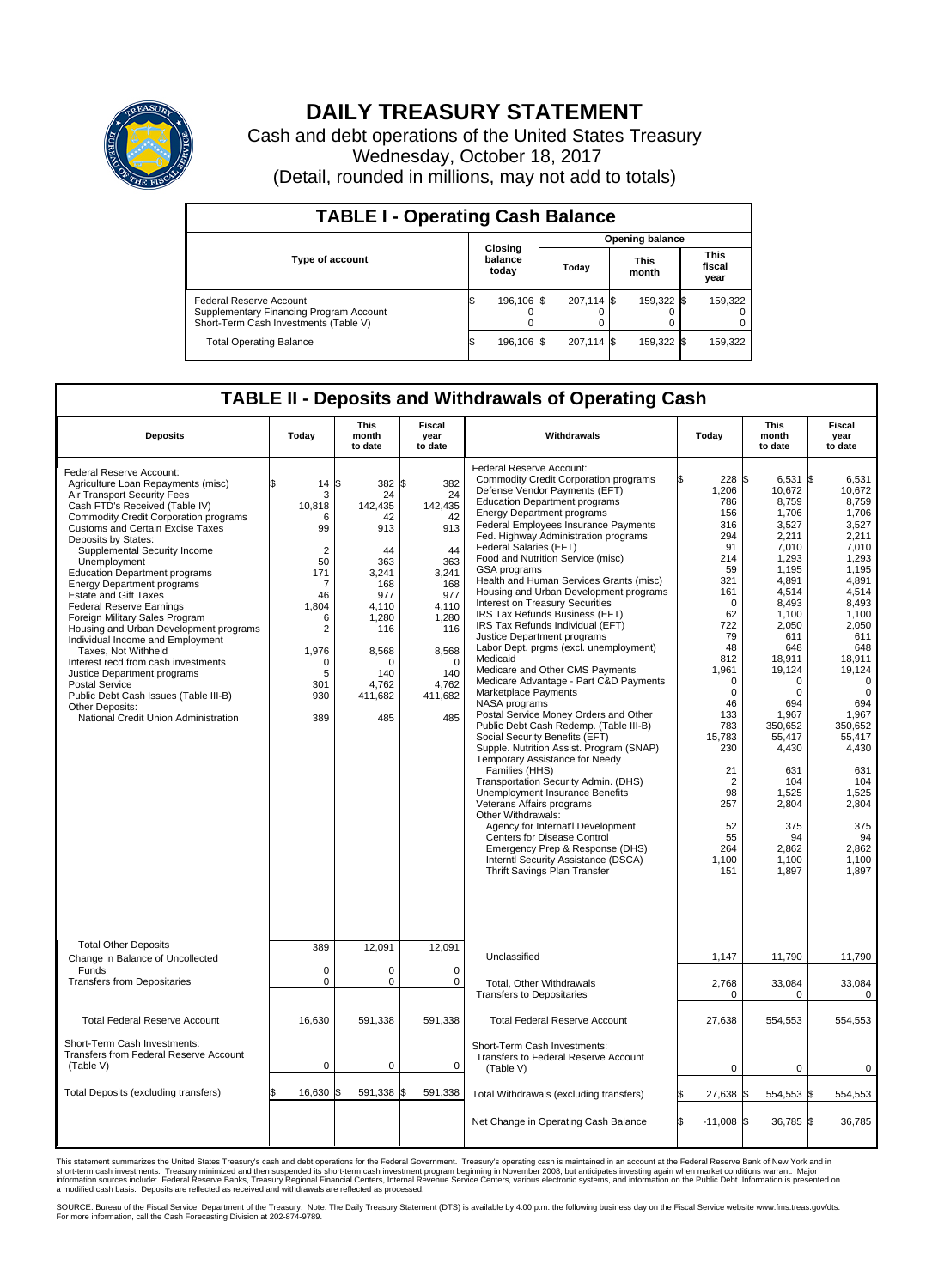# DAILY TREASURY STATEMENT

Cash and debt operations of the United States Treasury

Wednesday, October 18, 2017

(Detail, rounded in millions, may not add to totals)

## TABLE I - Operating Cash Balance

| Type of account | Closing balance today | Opening balance Today | Opening balance This month | Opening balance This fiscal year |
|---|---|---|---|---|
| Federal Reserve Account | $ 196,106 | $ 207,114 | $ 159,322 | $ 159,322 |
| Supplementary Financing Program Account | 0 | 0 | 0 | 0 |
| Short-Term Cash Investments (Table V) | 0 | 0 | 0 | 0 |
| Total Operating Balance | $ 196,106 | $ 207,114 | $ 159,322 | $ 159,322 |

## TABLE II - Deposits and Withdrawals of Operating Cash

| Deposits | Today | This month to date | Fiscal year to date |
|---|---|---|---|
| Federal Reserve Account: | | | |
| Agriculture Loan Repayments (misc) | $ 14 | $ 382 | $ 382 |
| Air Transport Security Fees | 3 | 24 | 24 |
| Cash FTD's Received (Table IV) | 10,818 | 142,435 | 142,435 |
| Commodity Credit Corporation programs | 6 | 42 | 42 |
| Customs and Certain Excise Taxes | 99 | 913 | 913 |
| Deposits by States: | | | |
| Supplemental Security Income | 2 | 44 | 44 |
| Unemployment | 50 | 363 | 363 |
| Education Department programs | 171 | 3,241 | 3,241 |
| Energy Department programs | 7 | 168 | 168 |
| Estate and Gift Taxes | 46 | 977 | 977 |
| Federal Reserve Earnings | 1,804 | 4,110 | 4,110 |
| Foreign Military Sales Program | 6 | 1,280 | 1,280 |
| Housing and Urban Development programs | 2 | 116 | 116 |
| Individual Income and Employment Taxes, Not Withheld | 1,976 | 8,568 | 8,568 |
| Interest recd from cash investments | 0 | 0 | 0 |
| Justice Department programs | 5 | 140 | 140 |
| Postal Service | 301 | 4,762 | 4,762 |
| Public Debt Cash Issues (Table III-B) | 930 | 411,682 | 411,682 |
| Other Deposits: | | | |
| National Credit Union Administration | 389 | 485 | 485 |
| Total Other Deposits | 389 | 12,091 | 12,091 |
| Change in Balance of Uncollected Funds | 0 | 0 | 0 |
| Transfers from Depositaries | 0 | 0 | 0 |
| Total Federal Reserve Account | 16,630 | 591,338 | 591,338 |
| Short-Term Cash Investments: Transfers from Federal Reserve Account (Table V) | 0 | 0 | 0 |
| Total Deposits (excluding transfers) | $ 16,630 | $ 591,338 | $ 591,338 |

| Withdrawals | Today | This month to date | Fiscal year to date |
|---|---|---|---|
| Federal Reserve Account: | | | |
| Commodity Credit Corporation programs | $ 228 | $ 6,531 | $ 6,531 |
| Defense Vendor Payments (EFT) | 1,206 | 10,672 | 10,672 |
| Education Department programs | 786 | 8,759 | 8,759 |
| Energy Department programs | 156 | 1,706 | 1,706 |
| Federal Employees Insurance Payments | 316 | 3,527 | 3,527 |
| Fed. Highway Administration programs | 294 | 2,211 | 2,211 |
| Federal Salaries (EFT) | 91 | 7,010 | 7,010 |
| Food and Nutrition Service (misc) | 214 | 1,293 | 1,293 |
| GSA programs | 59 | 1,195 | 1,195 |
| Health and Human Services Grants (misc) | 321 | 4,891 | 4,891 |
| Housing and Urban Development programs | 161 | 4,514 | 4,514 |
| Interest on Treasury Securities | 0 | 8,493 | 8,493 |
| IRS Tax Refunds Business (EFT) | 62 | 1,100 | 1,100 |
| IRS Tax Refunds Individual (EFT) | 722 | 2,050 | 2,050 |
| Justice Department programs | 79 | 611 | 611 |
| Labor Dept. prgms (excl. unemployment) | 48 | 648 | 648 |
| Medicaid | 812 | 18,911 | 18,911 |
| Medicare and Other CMS Payments | 1,961 | 19,124 | 19,124 |
| Medicare Advantage - Part C&D Payments | 0 | 0 | 0 |
| Marketplace Payments | 0 | 0 | 0 |
| NASA programs | 46 | 694 | 694 |
| Postal Service Money Orders and Other | 133 | 1,967 | 1,967 |
| Public Debt Cash Redemp. (Table III-B) | 783 | 350,652 | 350,652 |
| Social Security Benefits (EFT) | 15,783 | 55,417 | 55,417 |
| Supple. Nutrition Assist. Program (SNAP) | 230 | 4,430 | 4,430 |
| Temporary Assistance for Needy Families (HHS) | 21 | 631 | 631 |
| Transportation Security Admin. (DHS) | 2 | 104 | 104 |
| Unemployment Insurance Benefits | 98 | 1,525 | 1,525 |
| Veterans Affairs programs | 257 | 2,804 | 2,804 |
| Other Withdrawals: | | | |
| Agency for Internat'l Development | 52 | 375 | 375 |
| Centers for Disease Control | 55 | 94 | 94 |
| Emergency Prep & Response (DHS) | 264 | 2,862 | 2,862 |
| Interntl Security Assistance (DSCA) | 1,100 | 1,100 | 1,100 |
| Thrift Savings Plan Transfer | 151 | 1,897 | 1,897 |
| Unclassified | 1,147 | 11,790 | 11,790 |
| Total, Other Withdrawals | 2,768 | 33,084 | 33,084 |
| Transfers to Depositaries | 0 | 0 | 0 |
| Total Federal Reserve Account | 27,638 | 554,553 | 554,553 |
| Short-Term Cash Investments: Transfers to Federal Reserve Account (Table V) | 0 | 0 | 0 |
| Total Withdrawals (excluding transfers) | $ 27,638 | $ 554,553 | $ 554,553 |
| Net Change in Operating Cash Balance | $ -11,008 | $ 36,785 | $ 36,785 |

This statement summarizes the United States Treasury's cash and debt operations for the Federal Government. Treasury's operating cash is maintained in an account at the Federal Reserve Bank of New York and in short-term cash investments. Treasury minimized and then suspended its short-term cash investment program beginning in November 2008, but anticipates investing again when market conditions warrant. Major information sources include: Federal Reserve Banks, Treasury Regional Financial Centers, Internal Revenue Service Centers, various electronic systems, and information on the Public Debt. Information is presented on a modified cash basis. Deposits are reflected as received and withdrawals are reflected as processed.

SOURCE: Bureau of the Fiscal Service, Department of the Treasury. Note: The Daily Treasury Statement (DTS) is available by 4:00 p.m. the following business day on the Fiscal Service website www.fms.treas.gov/dts. For more information, call the Cash Forecasting Division at 202-874-9789.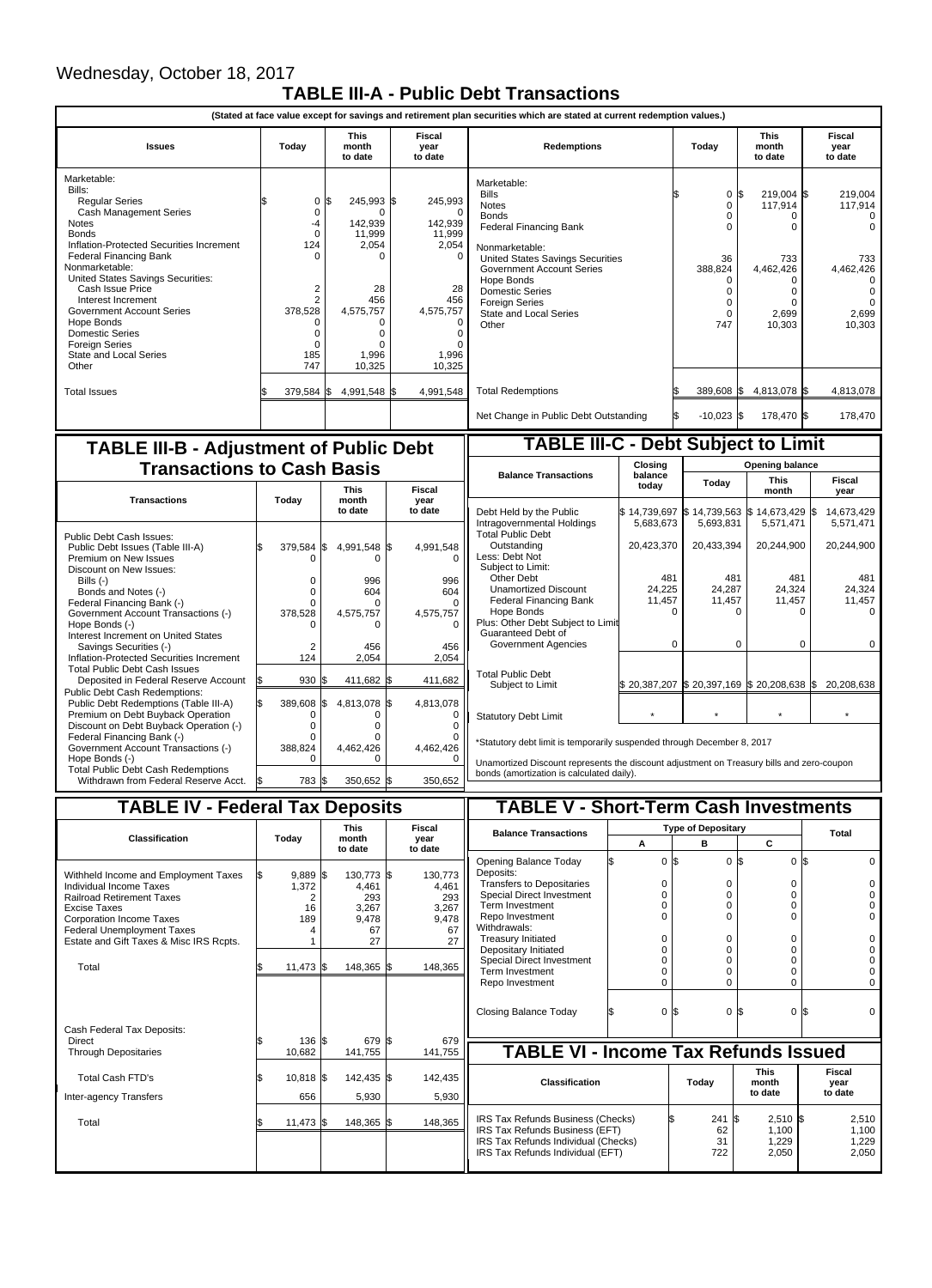Wednesday, October 18, 2017

# TABLE III-A - Public Debt Transactions

(Stated at face value except for savings and retirement plan securities which are stated at current redemption values.)

| Issues | Today | This month to date | Fiscal year to date |
|---|---|---|---|
| Marketable: | | | |
| Bills: | | | |
| Regular Series | $ 0 | $ 245,993 | $ 245,993 |
| Cash Management Series | 0 | 0 | 0 |
| Notes | -4 | 142,939 | 142,939 |
| Bonds | 0 | 11,999 | 11,999 |
| Inflation-Protected Securities Increment | 124 | 2,054 | 2,054 |
| Federal Financing Bank | 0 | 0 | 0 |
| Nonmarketable: | | | |
| United States Savings Securities: | | | |
| Cash Issue Price | 2 | 28 | 28 |
| Interest Increment | 2 | 456 | 456 |
| Government Account Series | 378,528 | 4,575,757 | 4,575,757 |
| Hope Bonds | 0 | 0 | 0 |
| Domestic Series | 0 | 0 | 0 |
| Foreign Series | 0 | 0 | 0 |
| State and Local Series | 185 | 1,996 | 1,996 |
| Other | 747 | 10,325 | 10,325 |
| Total Issues | $ 379,584 | $ 4,991,548 | $ 4,991,548 |

| Redemptions | Today | This month to date | Fiscal year to date |
|---|---|---|---|
| Marketable: | | | |
| Bills | $ 0 | $ 219,004 | $ 219,004 |
| Notes | 0 | 117,914 | 117,914 |
| Bonds | 0 | 0 | 0 |
| Federal Financing Bank | 0 | 0 | 0 |
| Nonmarketable: | | | |
| United States Savings Securities | 36 | 733 | 733 |
| Government Account Series | 388,824 | 4,462,426 | 4,462,426 |
| Hope Bonds | 0 | 0 | 0 |
| Domestic Series | 0 | 0 | 0 |
| Foreign Series | 0 | 0 | 0 |
| State and Local Series | 0 | 2,699 | 2,699 |
| Other | 747 | 10,303 | 10,303 |
| Total Redemptions | $ 389,608 | $ 4,813,078 | $ 4,813,078 |
| Net Change in Public Debt Outstanding | $ -10,023 | $ 178,470 | $ 178,470 |

# TABLE III-B - Adjustment of Public Debt Transactions to Cash Basis

| Transactions | Today | This month to date | Fiscal year to date |
|---|---|---|---|
| Public Debt Cash Issues: | | | |
| Public Debt Issues (Table III-A) | $ 379,584 | $ 4,991,548 | $ 4,991,548 |
| Premium on New Issues | 0 | 0 | 0 |
| Discount on New Issues: | | | |
| Bills (-) | 0 | 996 | 996 |
| Bonds and Notes (-) | 0 | 604 | 604 |
| Federal Financing Bank (-) | 0 | 0 | 0 |
| Government Account Transactions (-) | 378,528 | 4,575,757 | 4,575,757 |
| Hope Bonds (-) | 0 | 0 | 0 |
| Interest Increment on United States Savings Securities (-) | 2 | 456 | 456 |
| Inflation-Protected Securities Increment | 124 | 2,054 | 2,054 |
| Total Public Debt Cash Issues Deposited in Federal Reserve Account | $ 930 | $ 411,682 | $ 411,682 |
| Public Debt Cash Redemptions: | | | |
| Public Debt Redemptions (Table III-A) | $ 389,608 | $ 4,813,078 | $ 4,813,078 |
| Premium on Debt Buyback Operation | 0 | 0 | 0 |
| Discount on Debt Buyback Operation (-) | 0 | 0 | 0 |
| Federal Financing Bank (-) | 0 | 0 | 0 |
| Government Account Transactions (-) | 388,824 | 4,462,426 | 4,462,426 |
| Hope Bonds (-) | 0 | 0 | 0 |
| Total Public Debt Cash Redemptions Withdrawn from Federal Reserve Acct. | $ 783 | $ 350,652 | $ 350,652 |

# TABLE III-C - Debt Subject to Limit

| Balance Transactions | Closing balance today | Opening balance Today | Opening balance This month | Opening balance Fiscal year |
|---|---|---|---|---|
| Debt Held by the Public | $ 14,739,697 | $ 14,739,563 | $ 14,673,429 | $ 14,673,429 |
| Intragovernmental Holdings | 5,683,673 | 5,693,831 | 5,571,471 | 5,571,471 |
| Total Public Debt Outstanding | 20,423,370 | 20,433,394 | 20,244,900 | 20,244,900 |
| Less: Debt Not Subject to Limit: | | | | |
| Other Debt | 481 | 481 | 481 | 481 |
| Unamortized Discount | 24,225 | 24,287 | 24,324 | 24,324 |
| Federal Financing Bank | 11,457 | 11,457 | 11,457 | 11,457 |
| Hope Bonds | 0 | 0 | 0 | 0 |
| Plus: Other Debt Subject to Limit | | | | |
| Guaranteed Debt of Government Agencies | 0 | 0 | 0 | 0 |
| Total Public Debt Subject to Limit | $ 20,387,207 | $ 20,397,169 | $ 20,208,638 | $ 20,208,638 |
| Statutory Debt Limit | * | * | * | * |

*Statutory debt limit is temporarily suspended through December 8, 2017

Unamortized Discount represents the discount adjustment on Treasury bills and zero-coupon bonds (amortization is calculated daily).

# TABLE IV - Federal Tax Deposits

| Classification | Today | This month to date | Fiscal year to date |
|---|---|---|---|
| Withheld Income and Employment Taxes | $ 9,889 | $ 130,773 | $ 130,773 |
| Individual Income Taxes | 1,372 | 4,461 | 4,461 |
| Railroad Retirement Taxes | 2 | 293 | 293 |
| Excise Taxes | 16 | 3,267 | 3,267 |
| Corporation Income Taxes | 189 | 9,478 | 9,478 |
| Federal Unemployment Taxes | 4 | 67 | 67 |
| Estate and Gift Taxes & Misc IRS Rcpts. | 1 | 27 | 27 |
| Total | $ 11,473 | $ 148,365 | $ 148,365 |
| Cash Federal Tax Deposits: | | | |
| Direct | $ 136 | $ 679 | $ 679 |
| Through Depositaries | 10,682 | 141,755 | 141,755 |
| Total Cash FTD's | $ 10,818 | $ 142,435 | $ 142,435 |
| Inter-agency Transfers | 656 | 5,930 | 5,930 |
| Total | $ 11,473 | $ 148,365 | $ 148,365 |

# TABLE V - Short-Term Cash Investments

| Balance Transactions | Type of Depositary A | Type of Depositary B | Type of Depositary C | Total |
|---|---|---|---|---|
| Opening Balance Today | $ 0 | $ 0 | $ 0 | $ 0 |
| Deposits: | | | | |
| Transfers to Depositaries | 0 | 0 | 0 | 0 |
| Special Direct Investment | 0 | 0 | 0 | 0 |
| Term Investment | 0 | 0 | 0 | 0 |
| Repo Investment | 0 | 0 | 0 | 0 |
| Withdrawals: | | | | |
| Treasury Initiated | 0 | 0 | 0 | 0 |
| Depositary Initiated | 0 | 0 | 0 | 0 |
| Special Direct Investment | 0 | 0 | 0 | 0 |
| Term Investment | 0 | 0 | 0 | 0 |
| Repo Investment | 0 | 0 | 0 | 0 |
| Closing Balance Today | $ 0 | $ 0 | $ 0 | $ 0 |

# TABLE VI - Income Tax Refunds Issued

| Classification | Today | This month to date | Fiscal year to date |
|---|---|---|---|
| IRS Tax Refunds Business (Checks) | $ 241 | $ 2,510 | $ 2,510 |
| IRS Tax Refunds Business (EFT) | 62 | 1,100 | 1,100 |
| IRS Tax Refunds Individual (Checks) | 31 | 1,229 | 1,229 |
| IRS Tax Refunds Individual (EFT) | 722 | 2,050 | 2,050 |